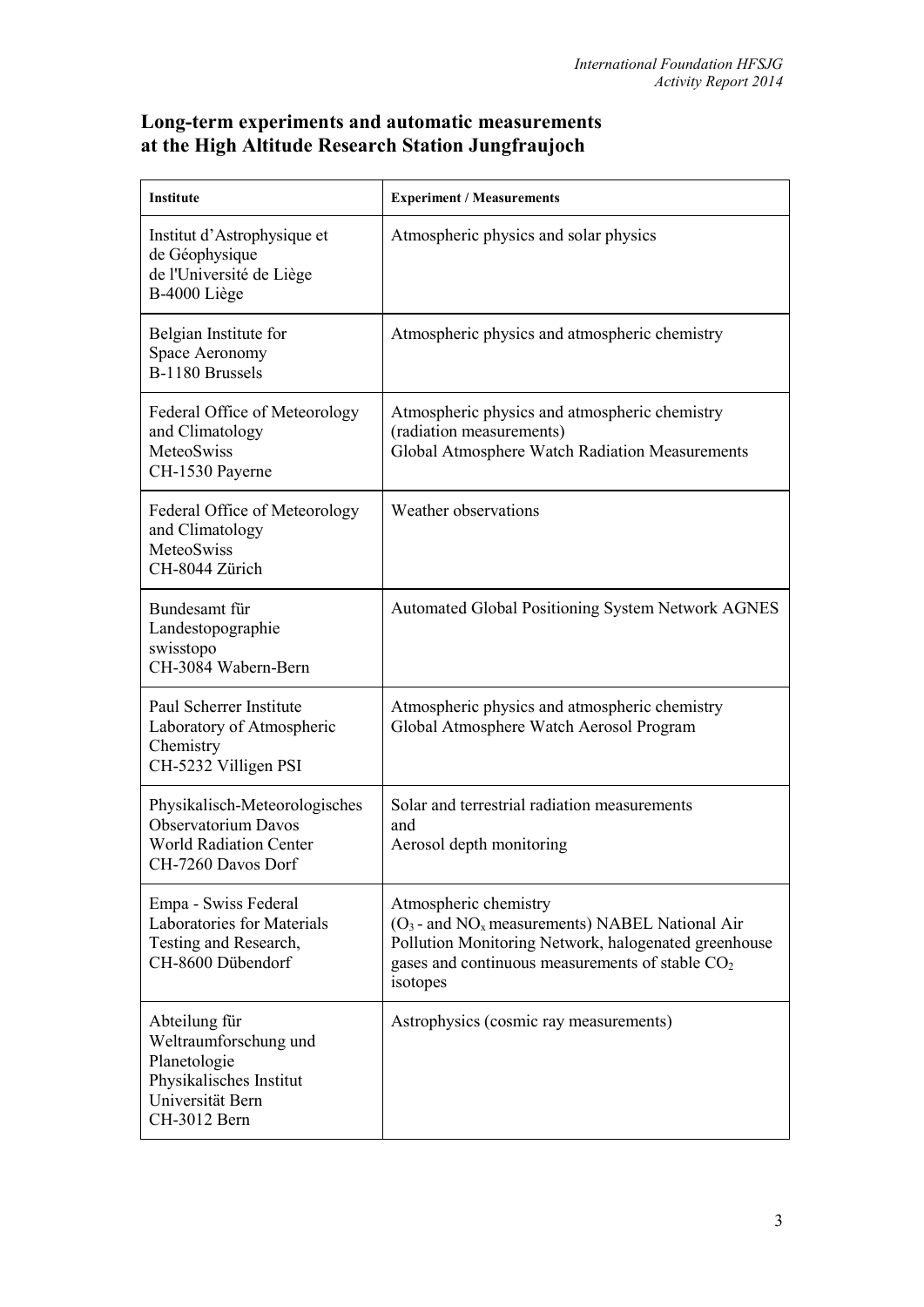## Long-term experiments and automatic measurements at the High Altitude Research Station Jungfraujoch

| **Institute** | **Experiment / Measurements** |
|---|---|
| Institut d'Astrophysique et de Géophysique de l'Université de Liège B-4000 Liège | Atmospheric physics and solar physics |
| Belgian Institute for Space Aeronomy B-1180 Brussels | Atmospheric physics and atmospheric chemistry |
| Federal Office of Meteorology and Climatology MeteoSwiss CH-1530 Payerne | Atmospheric physics and atmospheric chemistry (radiation measurements) Global Atmosphere Watch Radiation Measurements |
| Federal Office of Meteorology and Climatology MeteoSwiss CH-8044 Zürich | Weather observations |
| Bundesamt für Landestopographie swisstopo CH-3084 Wabern-Bern | Automated Global Positioning System Network AGNES |
| Paul Scherrer Institute Laboratory of Atmospheric Chemistry CH-5232 Villigen PSI | Atmospheric physics and atmospheric chemistry Global Atmosphere Watch Aerosol Program |
| Physikalisch-Meteorologisches Observatorium Davos World Radiation Center CH-7260 Davos Dorf | Solar and terrestrial radiation measurements and Aerosol depth monitoring |
| Empa - Swiss Federal Laboratories for Materials Testing and Research, CH-8600 Dübendorf | Atmospheric chemistry ($O_3$ - and $NO_x$ measurements) NABEL National Air Pollution Monitoring Network, halogenated greenhouse gases and continuous measurements of stable $CO_2$ isotopes |
| Abteilung für Weltraumforschung und Planetologie Physikalisches Institut Universität Bern CH-3012 Bern | Astrophysics (cosmic ray measurements) |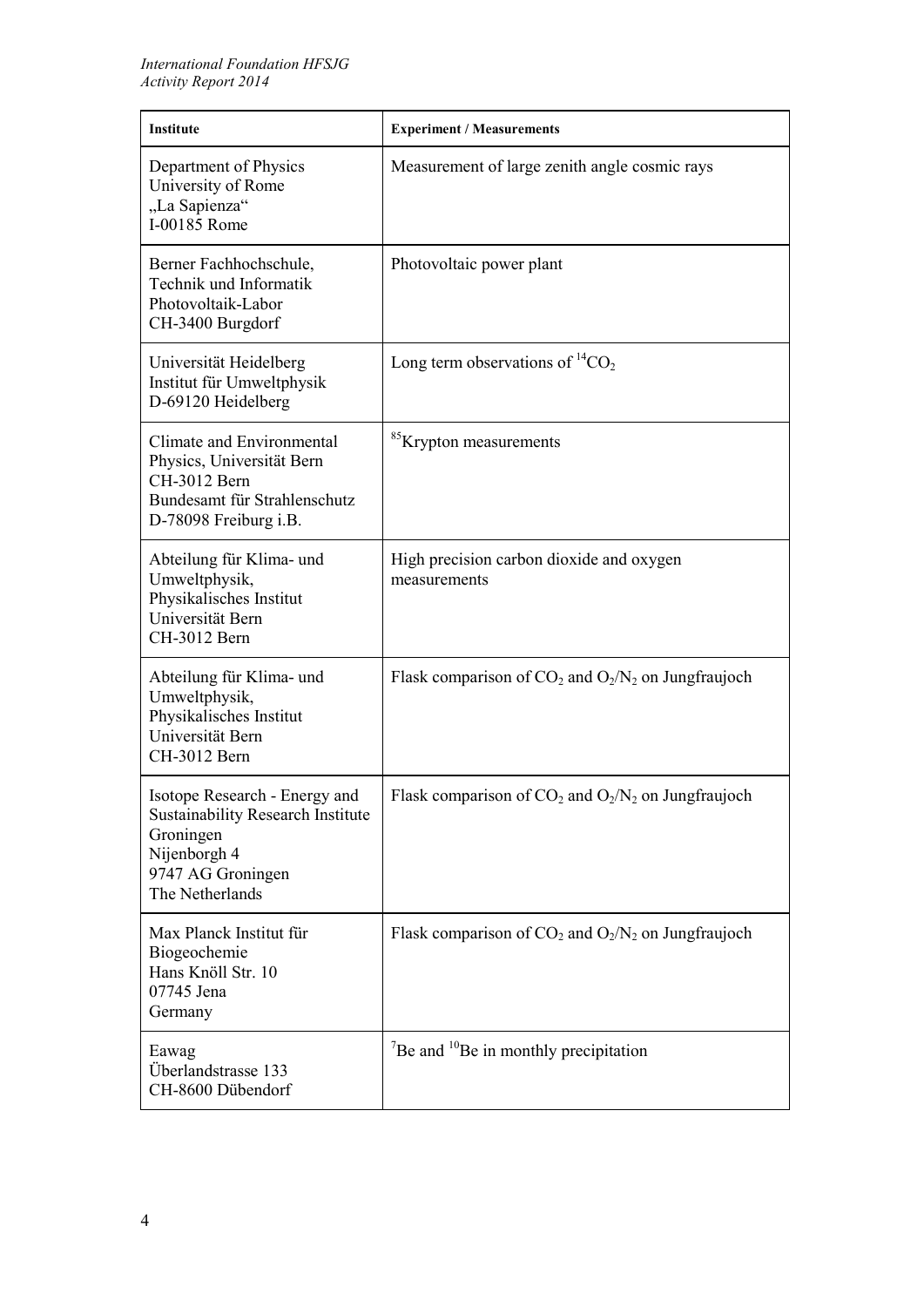| Institute | Experiment / Measurements |
| --- | --- |
| Department of Physics<br>University of Rome<br>„La Sapienza“<br>I-00185 Rome | Measurement of large zenith angle cosmic rays |
| Berner Fachhochschule,<br>Technik und Informatik<br>Photovoltaik-Labor<br>CH-3400 Burgdorf | Photovoltaic power plant |
| Universität Heidelberg<br>Institut für Umweltphysik<br>D-69120 Heidelberg | Long term observations of $^{14}CO_2$ |
| Climate and Environmental Physics, Universität Bern<br>CH-3012 Bern<br>Bundesamt für Strahlenschutz<br>D-78098 Freiburg i.B. | $^{85}$Krypton measurements |
| Abteilung für Klima- und Umweltphysik,<br>Physikalisches Institut<br>Universität Bern<br>CH-3012 Bern | High precision carbon dioxide and oxygen measurements |
| Abteilung für Klima- und Umweltphysik,<br>Physikalisches Institut<br>Universität Bern<br>CH-3012 Bern | Flask comparison of $CO_2$ and $O_2/N_2$ on Jungfraujoch |
| Isotope Research - Energy and Sustainability Research Institute Groningen<br>Nijenborgh 4<br>9747 AG Groningen<br>The Netherlands | Flask comparison of $CO_2$ and $O_2/N_2$ on Jungfraujoch |
| Max Planck Institut für Biogeochemie<br>Hans Knöll Str. 10<br>07745 Jena<br>Germany | Flask comparison of $CO_2$ and $O_2/N_2$ on Jungfraujoch |
| Eawag<br>Überlandstrasse 133<br>CH-8600 Dübendorf | $^{7}$Be and $^{10}$Be in monthly precipitation |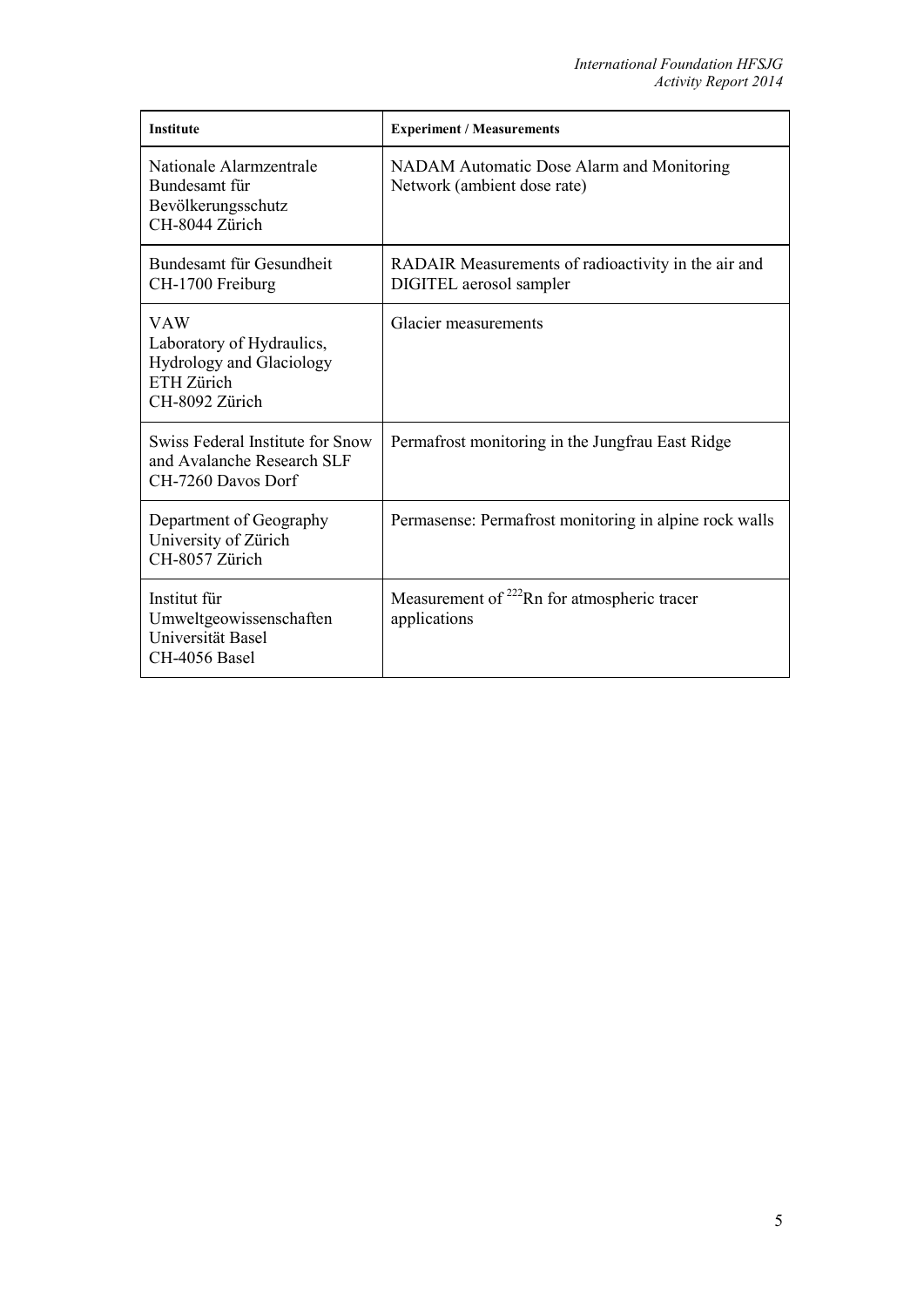| Institute | Experiment / Measurements |
|---|---|
| Nationale Alarmzentrale Bundesamt für Bevölkerungsschutz CH-8044 Zürich | NADAM Automatic Dose Alarm and Monitoring Network (ambient dose rate) |
| Bundesamt für Gesundheit CH-1700 Freiburg | RADAIR Measurements of radioactivity in the air and DIGITEL aerosol sampler |
| VAW Laboratory of Hydraulics, Hydrology and Glaciology ETH Zürich CH-8092 Zürich | Glacier measurements |
| Swiss Federal Institute for Snow and Avalanche Research SLF CH-7260 Davos Dorf | Permafrost monitoring in the Jungfrau East Ridge |
| Department of Geography University of Zürich CH-8057 Zürich | Permasense: Permafrost monitoring in alpine rock walls |
| Institut für Umweltgeowissenschaften Universität Basel CH-4056 Basel | Measurement of $^{222}Rn$ for atmospheric tracer applications |